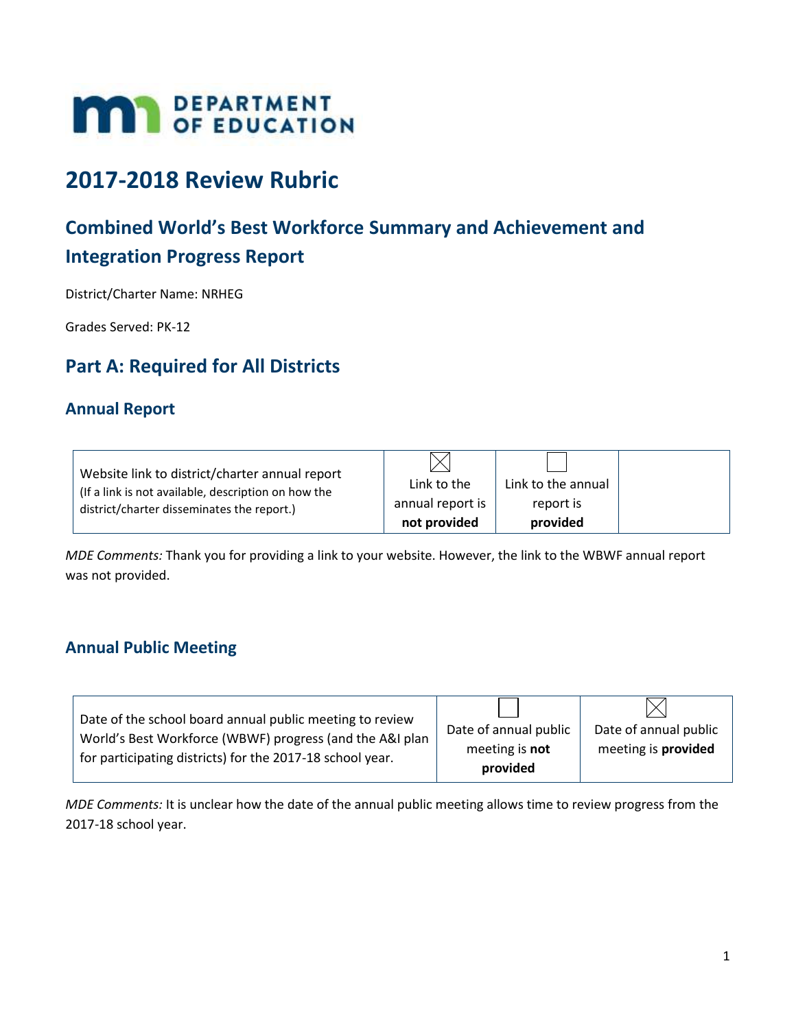MN DEPARTMENT OF EDUCATION

# 2017-2018 Review Rubric

## Combined World's Best Workforce Summary and Achievement and Integration Progress Report

District/Charter Name: NRHEG

Grades Served: PK-12

## Part A: Required for All Districts

### Annual Report

| Website link to district/charter annual report (If a link is not available, description on how the district/charter disseminates the report.) | ☒ Link to the annual report is **not provided** | ☐ Link to the annual report is **provided** | |
|---|---|---|---|

*MDE Comments:* Thank you for providing a link to your website. However, the link to the WBWF annual report was not provided.

### Annual Public Meeting

| Date of the school board annual public meeting to review World's Best Workforce (WBWF) progress (and the A&I plan for participating districts) for the 2017-18 school year. | ☐ Date of annual public meeting is **not provided** | ☒ Date of annual public meeting is **provided** |
|---|---|---|

*MDE Comments:* It is unclear how the date of the annual public meeting allows time to review progress from the 2017-18 school year.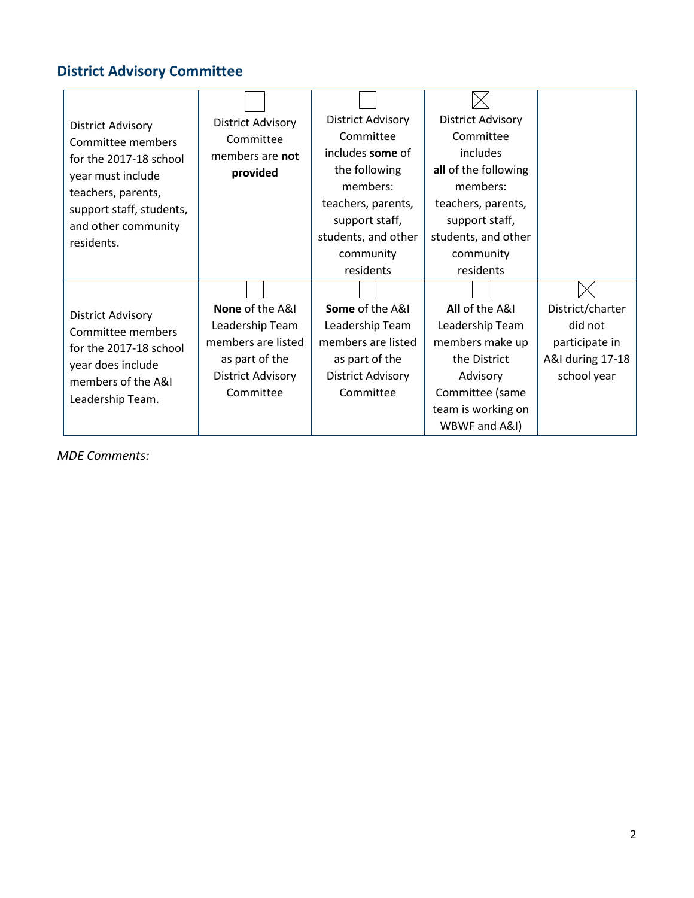## District Advisory Committee

| | | | | |
|---|---|---|---|---|
| District Advisory Committee members for the 2017-18 school year must include teachers, parents, support staff, students, and other community residents. | ☐ District Advisory Committee members are **not provided** | ☐ District Advisory Committee includes **some** of the following members: teachers, parents, support staff, students, and other community residents | ☒ District Advisory Committee includes **all** of the following members: teachers, parents, support staff, students, and other community residents | |
| District Advisory Committee members for the 2017-18 school year does include members of the A&I Leadership Team. | ☐ **None** of the A&I Leadership Team members are listed as part of the District Advisory Committee | ☐ **Some** of the A&I Leadership Team members are listed as part of the District Advisory Committee | ☐ **All** of the A&I Leadership Team members make up the District Advisory Committee (same team is working on WBWF and A&I) | ☒ District/charter did not participate in A&I during 17-18 school year |

*MDE Comments:*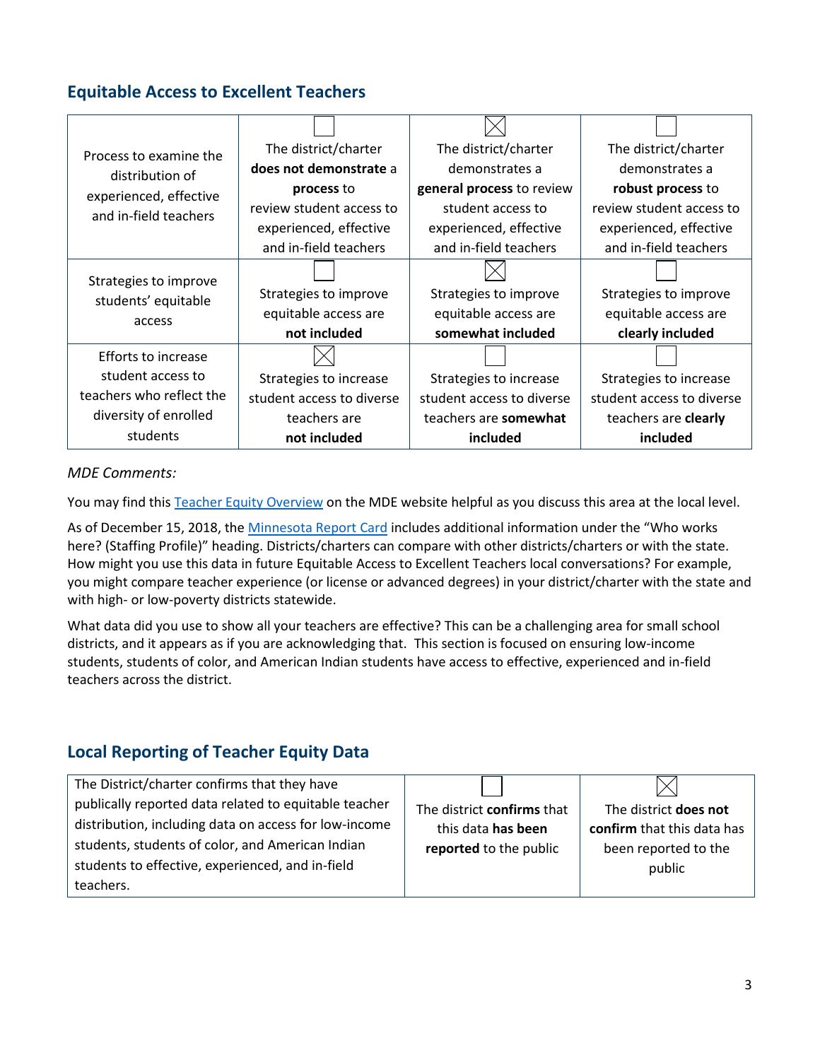## Equitable Access to Excellent Teachers

| | | | |
|---|---|---|---|
| Process to examine the distribution of experienced, effective and in-field teachers | ☐ The district/charter **does not demonstrate** a **process** to review student access to experienced, effective and in-field teachers | ☒ The district/charter demonstrates a **general process** to review student access to experienced, effective and in-field teachers | ☐ The district/charter demonstrates a **robust process** to review student access to experienced, effective and in-field teachers |
| Strategies to improve students' equitable access | ☐ Strategies to improve equitable access are **not included** | ☒ Strategies to improve equitable access are **somewhat included** | ☐ Strategies to improve equitable access are **clearly included** |
| Efforts to increase student access to teachers who reflect the diversity of enrolled students | ☒ Strategies to increase student access to diverse teachers are **not included** | ☐ Strategies to increase student access to diverse teachers are **somewhat included** | ☐ Strategies to increase student access to diverse teachers are **clearly included** |

*MDE Comments:*

You may find this Teacher Equity Overview on the MDE website helpful as you discuss this area at the local level.

As of December 15, 2018, the Minnesota Report Card includes additional information under the "Who works here? (Staffing Profile)" heading. Districts/charters can compare with other districts/charters or with the state. How might you use this data in future Equitable Access to Excellent Teachers local conversations? For example, you might compare teacher experience (or license or advanced degrees) in your district/charter with the state and with high- or low-poverty districts statewide.

What data did you use to show all your teachers are effective? This can be a challenging area for small school districts, and it appears as if you are acknowledging that. This section is focused on ensuring low-income students, students of color, and American Indian students have access to effective, experienced and in-field teachers across the district.

## Local Reporting of Teacher Equity Data

| | | |
|---|---|---|
| The District/charter confirms that they have publically reported data related to equitable teacher distribution, including data on access for low-income students, students of color, and American Indian students to effective, experienced, and in-field teachers. | ☐ The district **confirms** that this data **has been reported** to the public | ☒ The district **does not confirm** that this data has been reported to the public |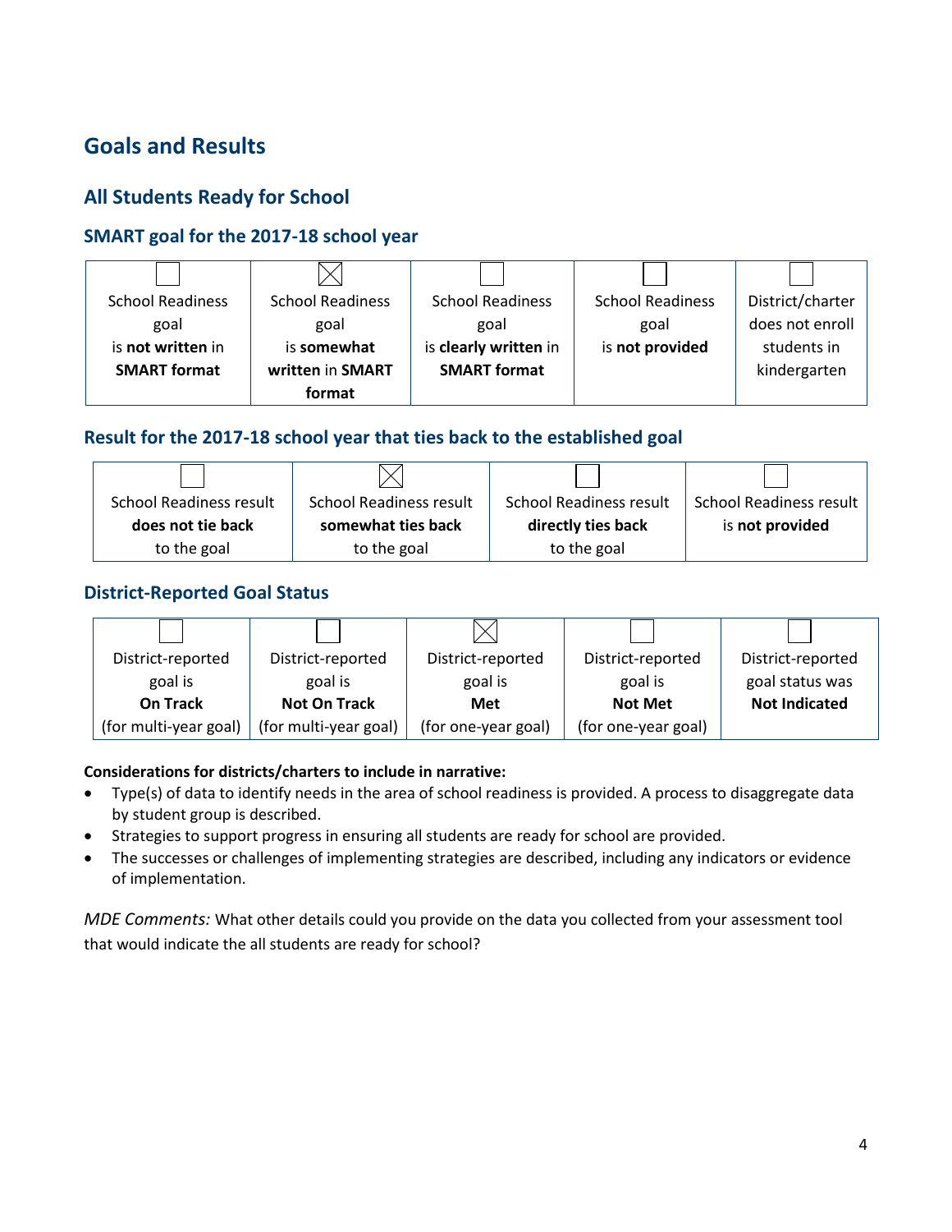## Goals and Results

### All Students Ready for School

### SMART goal for the 2017-18 school year

| ☐ | ☒ | ☐ | ☐ | ☐ |
|---|---|---|---|---|
| School Readiness goal is **not written** in **SMART format** | School Readiness goal is **somewhat written** in **SMART format** | School Readiness goal is **clearly written** in **SMART format** | School Readiness goal is **not provided** | District/charter does not enroll students in kindergarten |

### Result for the 2017-18 school year that ties back to the established goal

| ☐ | ☒ | ☐ | ☐ |
|---|---|---|---|
| School Readiness result **does not tie back** to the goal | School Readiness result **somewhat ties back** to the goal | School Readiness result **directly ties back** to the goal | School Readiness result is **not provided** |

### District-Reported Goal Status

| ☐ | ☐ | ☒ | ☐ | ☐ |
|---|---|---|---|---|
| District-reported goal is **On Track** (for multi-year goal) | District-reported goal is **Not On Track** (for multi-year goal) | District-reported goal is **Met** (for one-year goal) | District-reported goal is **Not Met** (for one-year goal) | District-reported goal status was **Not Indicated** |

**Considerations for districts/charters to include in narrative:**

- Type(s) of data to identify needs in the area of school readiness is provided. A process to disaggregate data by student group is described.
- Strategies to support progress in ensuring all students are ready for school are provided.
- The successes or challenges of implementing strategies are described, including any indicators or evidence of implementation.

*MDE Comments:* What other details could you provide on the data you collected from your assessment tool that would indicate the all students are ready for school?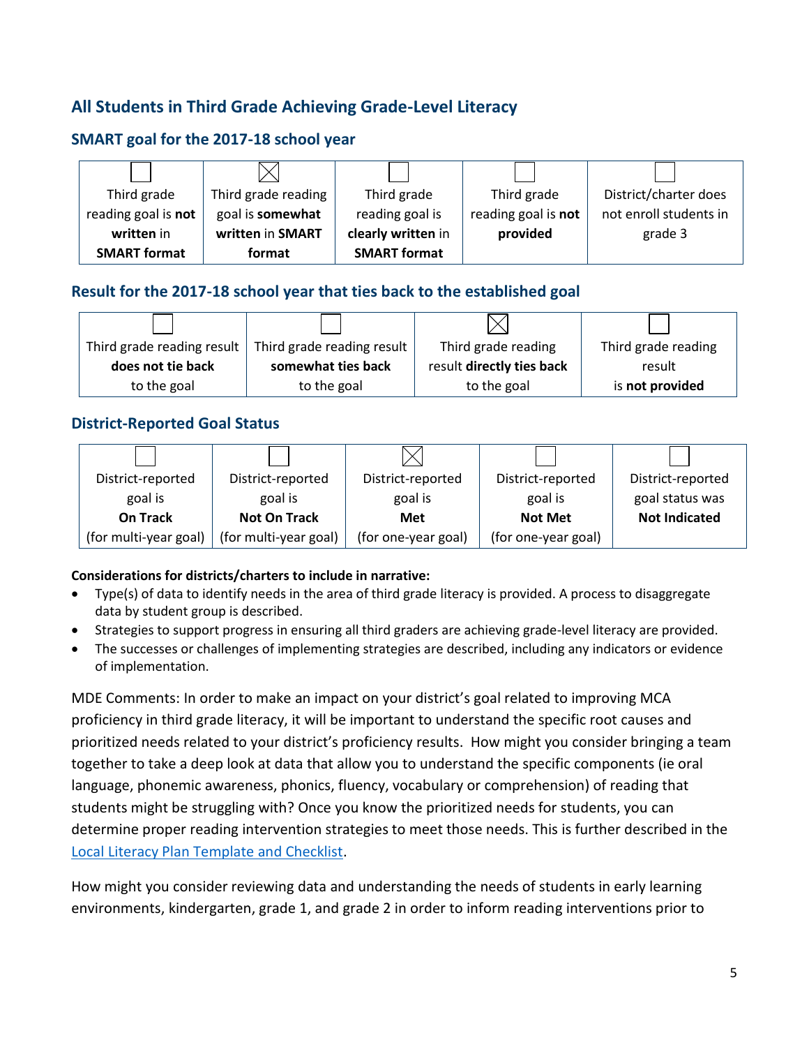## All Students in Third Grade Achieving Grade-Level Literacy

### SMART goal for the 2017-18 school year

| ☐ | ☒ | ☐ | ☐ | ☐ |
|---|---|---|---|---|
| Third grade reading goal is **not written** in **SMART format** | Third grade reading goal is **somewhat written** in **SMART format** | Third grade reading goal is **clearly written** in **SMART format** | Third grade reading goal is **not provided** | District/charter does not enroll students in grade 3 |

### Result for the 2017-18 school year that ties back to the established goal

| ☐ | ☐ | ☒ | ☐ |
|---|---|---|---|
| Third grade reading result **does not tie back** to the goal | Third grade reading result **somewhat ties back** to the goal | Third grade reading result **directly ties back** to the goal | Third grade reading result is **not provided** |

### District-Reported Goal Status

| ☐ | ☐ | ☒ | ☐ | ☐ |
|---|---|---|---|---|
| District-reported goal is **On Track** (for multi-year goal) | District-reported goal is **Not On Track** (for multi-year goal) | District-reported goal is **Met** (for one-year goal) | District-reported goal is **Not Met** (for one-year goal) | District-reported goal status was **Not Indicated** |

**Considerations for districts/charters to include in narrative:**

- Type(s) of data to identify needs in the area of third grade literacy is provided. A process to disaggregate data by student group is described.
- Strategies to support progress in ensuring all third graders are achieving grade-level literacy are provided.
- The successes or challenges of implementing strategies are described, including any indicators or evidence of implementation.

MDE Comments: In order to make an impact on your district's goal related to improving MCA proficiency in third grade literacy, it will be important to understand the specific root causes and prioritized needs related to your district's proficiency results. How might you consider bringing a team together to take a deep look at data that allow you to understand the specific components (ie oral language, phonemic awareness, phonics, fluency, vocabulary or comprehension) of reading that students might be struggling with? Once you know the prioritized needs for students, you can determine proper reading intervention strategies to meet those needs. This is further described in the Local Literacy Plan Template and Checklist.

How might you consider reviewing data and understanding the needs of students in early learning environments, kindergarten, grade 1, and grade 2 in order to inform reading interventions prior to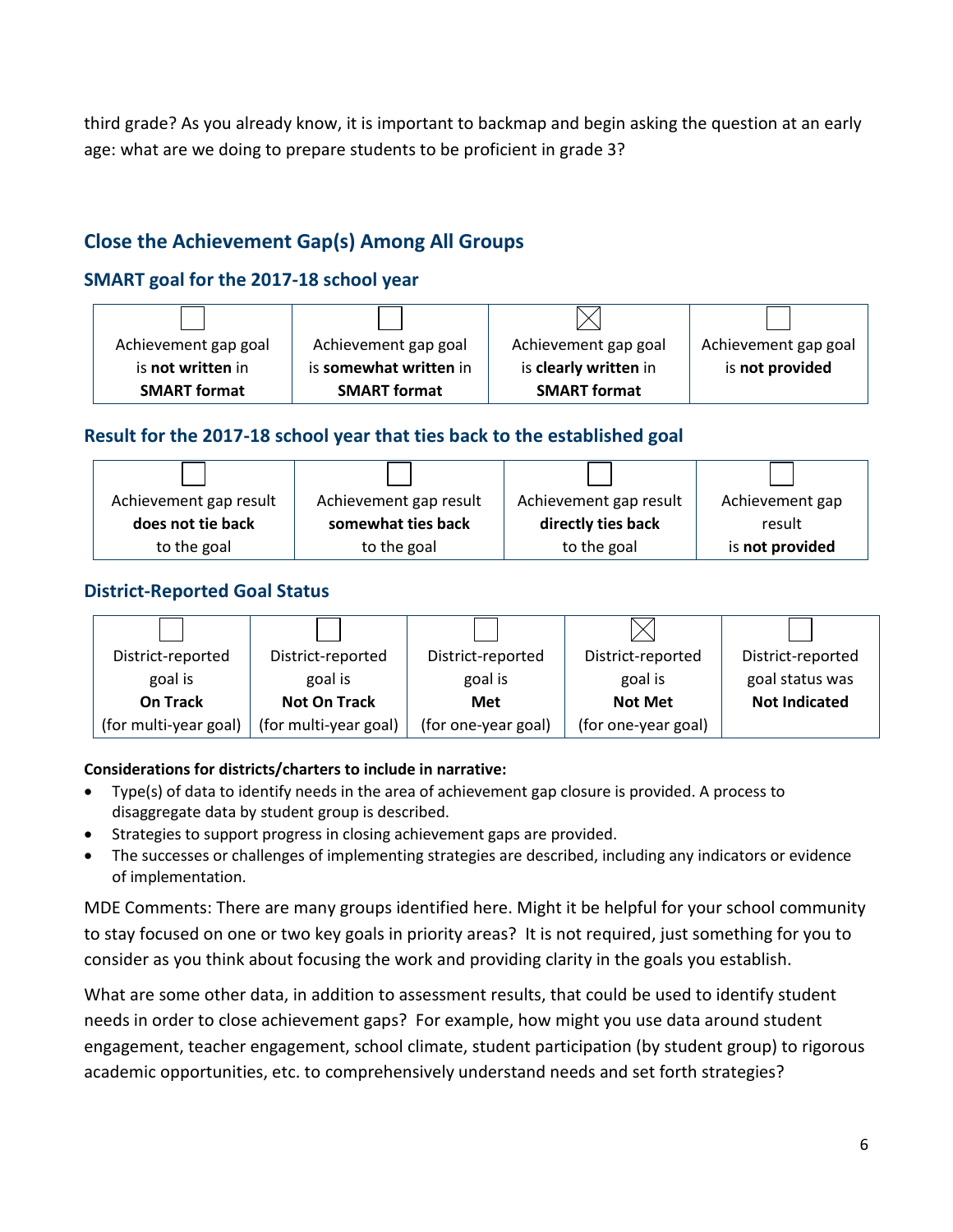third grade? As you already know, it is important to backmap and begin asking the question at an early age: what are we doing to prepare students to be proficient in grade 3?

## Close the Achievement Gap(s) Among All Groups

### SMART goal for the 2017-18 school year

| ☐ | ☐ | ☒ | ☐ |
|---|---|---|---|
| Achievement gap goal is **not written** in **SMART format** | Achievement gap goal is **somewhat written** in **SMART format** | Achievement gap goal is **clearly written** in **SMART format** | Achievement gap goal is **not provided** |

### Result for the 2017-18 school year that ties back to the established goal

| ☐ | ☐ | ☐ | ☐ |
|---|---|---|---|
| Achievement gap result **does not tie back** to the goal | Achievement gap result **somewhat ties back** to the goal | Achievement gap result **directly ties back** to the goal | Achievement gap result is **not provided** |

### District-Reported Goal Status

| ☐ | ☐ | ☐ | ☒ | ☐ |
|---|---|---|---|---|
| District-reported goal is **On Track** (for multi-year goal) | District-reported goal is **Not On Track** (for multi-year goal) | District-reported goal is **Met** (for one-year goal) | District-reported goal is **Not Met** (for one-year goal) | District-reported goal status was **Not Indicated** |

**Considerations for districts/charters to include in narrative:**

- Type(s) of data to identify needs in the area of achievement gap closure is provided. A process to disaggregate data by student group is described.
- Strategies to support progress in closing achievement gaps are provided.
- The successes or challenges of implementing strategies are described, including any indicators or evidence of implementation.

MDE Comments: There are many groups identified here. Might it be helpful for your school community to stay focused on one or two key goals in priority areas? It is not required, just something for you to consider as you think about focusing the work and providing clarity in the goals you establish.

What are some other data, in addition to assessment results, that could be used to identify student needs in order to close achievement gaps? For example, how might you use data around student engagement, teacher engagement, school climate, student participation (by student group) to rigorous academic opportunities, etc. to comprehensively understand needs and set forth strategies?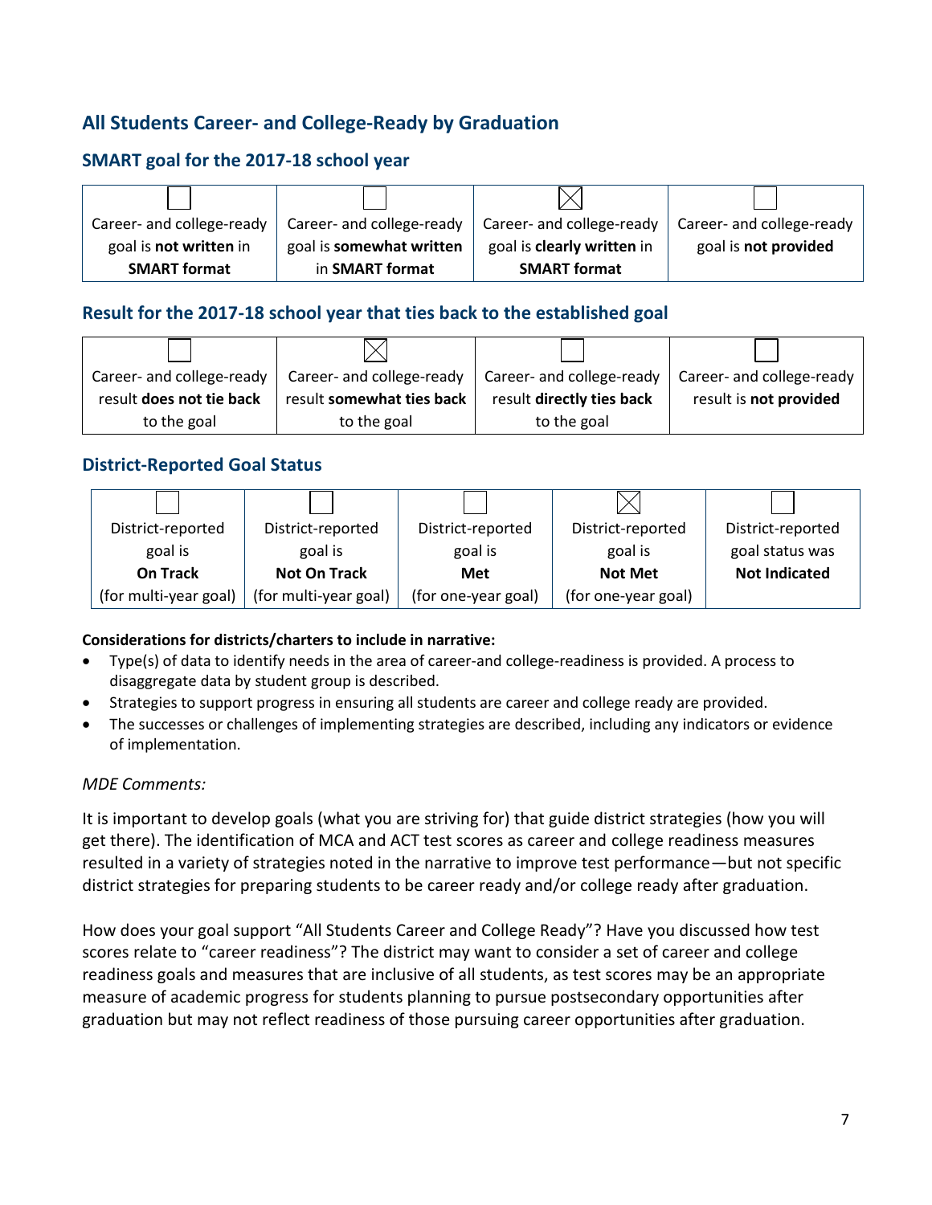## All Students Career- and College-Ready by Graduation

### SMART goal for the 2017-18 school year

| ☐ | ☐ | ☒ | ☐ |
|---|---|---|---|
| Career- and college-ready goal is **not written** in **SMART format** | Career- and college-ready goal is **somewhat written** in **SMART format** | Career- and college-ready goal is **clearly written** in **SMART format** | Career- and college-ready goal is **not provided** |

### Result for the 2017-18 school year that ties back to the established goal

| ☐ | ☒ | ☐ | ☐ |
|---|---|---|---|
| Career- and college-ready result **does not tie back** to the goal | Career- and college-ready result **somewhat ties back** to the goal | Career- and college-ready result **directly ties back** to the goal | Career- and college-ready result is **not provided** |

### District-Reported Goal Status

| ☐ | ☐ | ☐ | ☒ | ☐ |
|---|---|---|---|---|
| District-reported goal is **On Track** (for multi-year goal) | District-reported goal is **Not On Track** (for multi-year goal) | District-reported goal is **Met** (for one-year goal) | District-reported goal is **Not Met** (for one-year goal) | District-reported goal status was **Not Indicated** |

**Considerations for districts/charters to include in narrative:**

- Type(s) of data to identify needs in the area of career-and college-readiness is provided. A process to disaggregate data by student group is described.
- Strategies to support progress in ensuring all students are career and college ready are provided.
- The successes or challenges of implementing strategies are described, including any indicators or evidence of implementation.

*MDE Comments:*

It is important to develop goals (what you are striving for) that guide district strategies (how you will get there). The identification of MCA and ACT test scores as career and college readiness measures resulted in a variety of strategies noted in the narrative to improve test performance—but not specific district strategies for preparing students to be career ready and/or college ready after graduation.

How does your goal support "All Students Career and College Ready"? Have you discussed how test scores relate to "career readiness"? The district may want to consider a set of career and college readiness goals and measures that are inclusive of all students, as test scores may be an appropriate measure of academic progress for students planning to pursue postsecondary opportunities after graduation but may not reflect readiness of those pursuing career opportunities after graduation.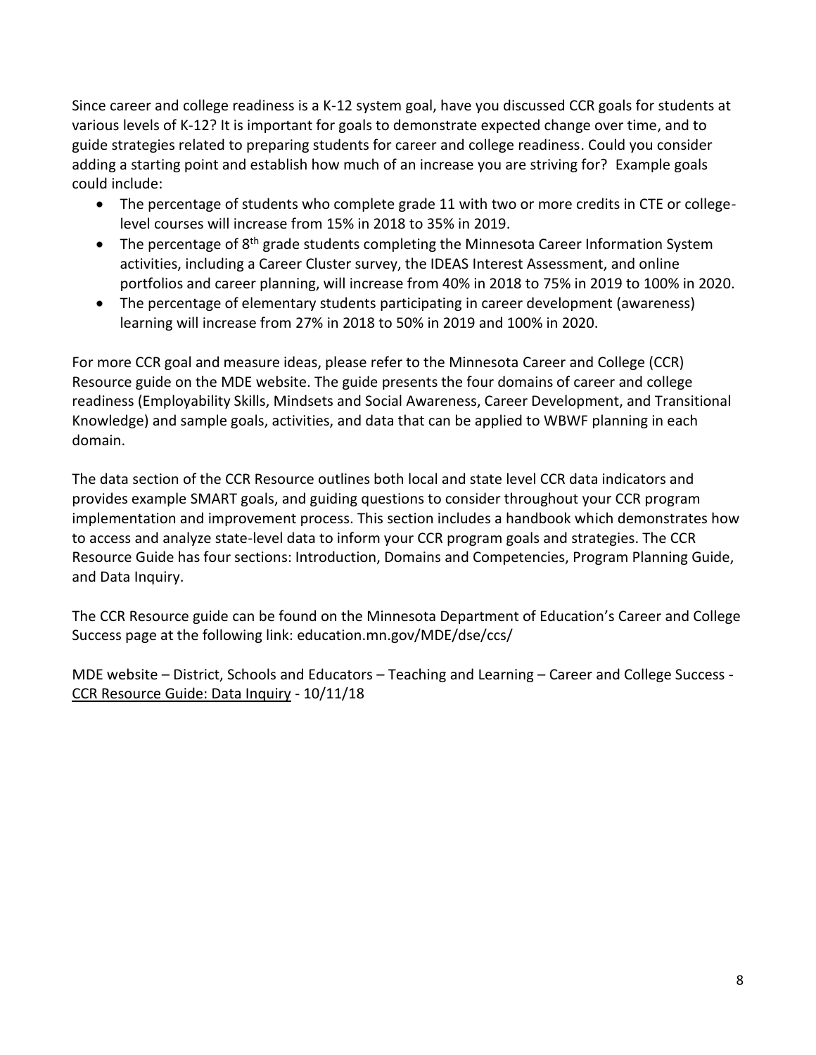Since career and college readiness is a K-12 system goal, have you discussed CCR goals for students at various levels of K-12? It is important for goals to demonstrate expected change over time, and to guide strategies related to preparing students for career and college readiness. Could you consider adding a starting point and establish how much of an increase you are striving for? Example goals could include:

- The percentage of students who complete grade 11 with two or more credits in CTE or college-level courses will increase from 15% in 2018 to 35% in 2019.
- The percentage of 8th grade students completing the Minnesota Career Information System activities, including a Career Cluster survey, the IDEAS Interest Assessment, and online portfolios and career planning, will increase from 40% in 2018 to 75% in 2019 to 100% in 2020.
- The percentage of elementary students participating in career development (awareness) learning will increase from 27% in 2018 to 50% in 2019 and 100% in 2020.

For more CCR goal and measure ideas, please refer to the Minnesota Career and College (CCR) Resource guide on the MDE website. The guide presents the four domains of career and college readiness (Employability Skills, Mindsets and Social Awareness, Career Development, and Transitional Knowledge) and sample goals, activities, and data that can be applied to WBWF planning in each domain.

The data section of the CCR Resource outlines both local and state level CCR data indicators and provides example SMART goals, and guiding questions to consider throughout your CCR program implementation and improvement process. This section includes a handbook which demonstrates how to access and analyze state-level data to inform your CCR program goals and strategies. The CCR Resource Guide has four sections: Introduction, Domains and Competencies, Program Planning Guide, and Data Inquiry.

The CCR Resource guide can be found on the Minnesota Department of Education's Career and College Success page at the following link: education.mn.gov/MDE/dse/ccs/

MDE website – District, Schools and Educators – Teaching and Learning – Career and College Success - CCR Resource Guide: Data Inquiry - 10/11/18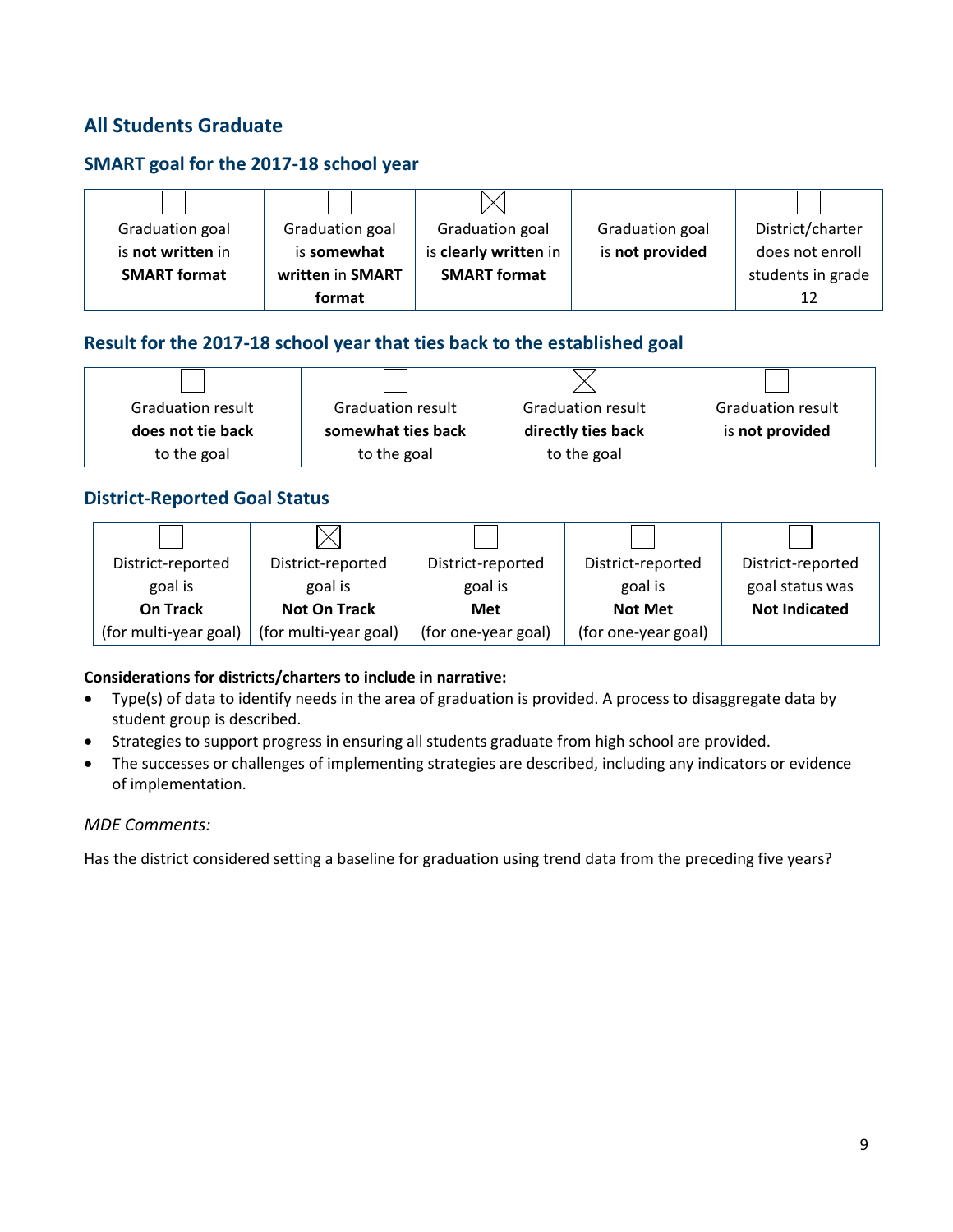## All Students Graduate

### SMART goal for the 2017-18 school year

| ☐ | ☐ | ☒ | ☐ | ☐ |
|---|---|---|---|---|
| Graduation goal is **not written** in **SMART format** | Graduation goal is **somewhat written** in **SMART format** | Graduation goal is **clearly written** in **SMART format** | Graduation goal is **not provided** | District/charter does not enroll students in grade 12 |

### Result for the 2017-18 school year that ties back to the established goal

| ☐ | ☐ | ☒ | ☐ |
|---|---|---|---|
| Graduation result **does not tie back** to the goal | Graduation result **somewhat ties back** to the goal | Graduation result **directly ties back** to the goal | Graduation result is **not provided** |

### District-Reported Goal Status

| ☐ | ☒ | ☐ | ☐ | ☐ |
|---|---|---|---|---|
| District-reported goal is **On Track** (for multi-year goal) | District-reported goal is **Not On Track** (for multi-year goal) | District-reported goal is **Met** (for one-year goal) | District-reported goal is **Not Met** (for one-year goal) | District-reported goal status was **Not Indicated** |

**Considerations for districts/charters to include in narrative:**

- Type(s) of data to identify needs in the area of graduation is provided. A process to disaggregate data by student group is described.
- Strategies to support progress in ensuring all students graduate from high school are provided.
- The successes or challenges of implementing strategies are described, including any indicators or evidence of implementation.

*MDE Comments:*

Has the district considered setting a baseline for graduation using trend data from the preceding five years?